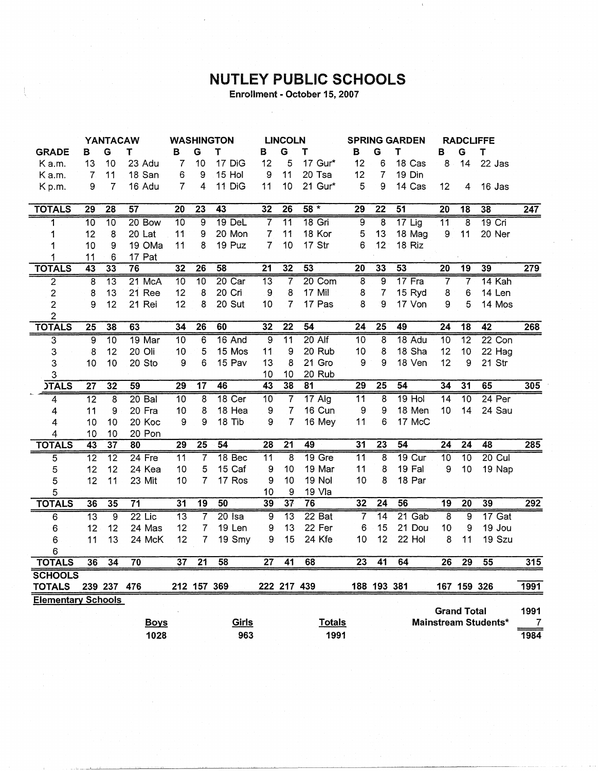# NUTLEY PUBLIC SCHOOLS

**Enrollment - October 15, 2007**

| GRADE | YANTACAW B | G | T | | WASHINGTON B | G | T | | LINCOLN B | G | T | | SPRING GARDEN B | G | T | | RADCLIFFE B | G | T | | |
|---|---|---|---|---|---|---|---|---|---|---|---|---|---|---|---|---|---|---|---|---|---|
| K a.m. | 13 | 10 | 23 | Adu | 7 | 10 | 17 | DiG | 12 | 5 | 17 | Gur* | 12 | 6 | 18 | Cas | 8 | 14 | 22 | Jas | |
| K a.m. | 7 | 11 | 18 | San | 6 | 9 | 15 | Hol | 9 | 11 | 20 | Tsa | 12 | 7 | 19 | Din | | | | | |
| K p.m. | 9 | 7 | 16 | Adu | 7 | 4 | 11 | DiG | 11 | 10 | 21 | Gur* | 5 | 9 | 14 | Cas | 12 | 4 | 16 | Jas | |
| **TOTALS** | 29 | 28 | 57 | | 20 | 23 | 43 | | 32 | 26 | 58 * | | 29 | 22 | 51 | | 20 | 18 | 38 | | 247 |
| 1 | 10 | 10 | 20 | Bow | 10 | 9 | 19 | DeL | 7 | 11 | 18 | Gri | 9 | 8 | 17 | Lig | 11 | 8 | 19 | Cri | |
| 1 | 12 | 8 | 20 | Lat | 11 | 9 | 20 | Mon | 7 | 11 | 18 | Kor | 5 | 13 | 18 | Mag | 9 | 11 | 20 | Ner | |
| 1 | 10 | 9 | 19 | OMa | 11 | 8 | 19 | Puz | 7 | 10 | 17 | Str | 6 | 12 | 18 | Riz | | | | | |
| 1 | 11 | 6 | 17 | Pat | | | | | | | | | | | | | | | | | |
| **TOTALS** | 43 | 33 | 76 | | 32 | 26 | 58 | | 21 | 32 | 53 | | 20 | 33 | 53 | | 20 | 19 | 39 | | 279 |
| 2 | 8 | 13 | 21 | McA | 10 | 10 | 20 | Car | 13 | 7 | 20 | Com | 8 | 9 | 17 | Fra | 7 | 7 | 14 | Kah | |
| 2 | 8 | 13 | 21 | Ree | 12 | 8 | 20 | Cri | 9 | 8 | 17 | Mil | 8 | 7 | 15 | Ryd | 8 | 6 | 14 | Len | |
| 2 | 9 | 12 | 21 | Rei | 12 | 8 | 20 | Sut | 10 | 7 | 17 | Pas | 8 | 9 | 17 | Von | 9 | 5 | 14 | Mos | |
| 2 | | | | | | | | | | | | | | | | | | | | | |
| **TOTALS** | 25 | 38 | 63 | | 34 | 26 | 60 | | 32 | 22 | 54 | | 24 | 25 | 49 | | 24 | 18 | 42 | | 268 |
| 3 | 9 | 10 | 19 | Mar | 10 | 6 | 16 | And | 9 | 11 | 20 | Alf | 10 | 8 | 18 | Adu | 10 | 12 | 22 | Con | |
| 3 | 8 | 12 | 20 | Oli | 10 | 5 | 15 | Mos | 11 | 9 | 20 | Rub | 10 | 8 | 18 | Sha | 12 | 10 | 22 | Hag | |
| 3 | 10 | 10 | 20 | Sto | 9 | 6 | 15 | Pav | 13 | 8 | 21 | Gro | 9 | 9 | 18 | Ven | 12 | 9 | 21 | Str | |
| 3 | | | | | | | | | 10 | 10 | 20 | Rub | | | | | | | | | |
| **TOTALS** | 27 | 32 | 59 | | 29 | 17 | 46 | | 43 | 38 | 81 | | 29 | 25 | 54 | | 34 | 31 | 65 | | 305 |
| 4 | 12 | 8 | 20 | Bal | 10 | 8 | 18 | Cer | 10 | 7 | 17 | Alg | 11 | 8 | 19 | Hol | 14 | 10 | 24 | Per | |
| 4 | 11 | 9 | 20 | Fra | 10 | 8 | 18 | Hea | 9 | 7 | 16 | Cun | 9 | 9 | 18 | Men | 10 | 14 | 24 | Sau | |
| 4 | 10 | 10 | 20 | Koc | 9 | 9 | 18 | Tib | 9 | 7 | 16 | Mey | 11 | 6 | 17 | McC | | | | | |
| 4 | 10 | 10 | 20 | Pon | | | | | | | | | | | | | | | | | |
| **TOTALS** | 43 | 37 | 80 | | 29 | 25 | 54 | | 28 | 21 | 49 | | 31 | 23 | 54 | | 24 | 24 | 48 | | 285 |
| 5 | 12 | 12 | 24 | Fre | 11 | 7 | 18 | Bec | 11 | 8 | 19 | Gre | 11 | 8 | 19 | Cur | 10 | 10 | 20 | Cul | |
| 5 | 12 | 12 | 24 | Kea | 10 | 5 | 15 | Caf | 9 | 10 | 19 | Mar | 11 | 8 | 19 | Fal | 9 | 10 | 19 | Nap | |
| 5 | 12 | 11 | 23 | Mit | 10 | 7 | 17 | Ros | 9 | 10 | 19 | Nol | 10 | 8 | 18 | Par | | | | | |
| 5 | | | | | | | | | 10 | 9 | 19 | Vla | | | | | | | | | |
| **TOTALS** | 36 | 35 | 71 | | 31 | 19 | 50 | | 39 | 37 | 76 | | 32 | 24 | 56 | | 19 | 20 | 39 | | 292 |
| 6 | 13 | 9 | 22 | Lic | 13 | 7 | 20 | Isa | 9 | 13 | 22 | Bat | 7 | 14 | 21 | Gab | 8 | 9 | 17 | Gat | |
| 6 | 12 | 12 | 24 | Mas | 12 | 7 | 19 | Len | 9 | 13 | 22 | Fer | 6 | 15 | 21 | Dou | 10 | 9 | 19 | Jou | |
| 6 | 11 | 13 | 24 | McK | 12 | 7 | 19 | Smy | 9 | 15 | 24 | Kfe | 10 | 12 | 22 | Hol | 8 | 11 | 19 | Szu | |
| 6 | | | | | | | | | | | | | | | | | | | | | |
| **TOTALS** | 36 | 34 | 70 | | 37 | 21 | 58 | | 27 | 41 | 68 | | 23 | 41 | 64 | | 26 | 29 | 55 | | 315 |
| **SCHOOLS TOTALS** | 239 | 237 | 476 | | 212 | 157 | 369 | | 222 | 217 | 439 | | 188 | 193 | 381 | | 167 | 159 | 326 | | 1991 |

**Elementary Schools**

| Boys | Girls | Totals |
|---|---|---|
| 1028 | 963 | 1991 |

| | |
|---|---|
| **Grand Total** | 1991 |
| **Mainstream Students*** | 7 |
| | 1984 |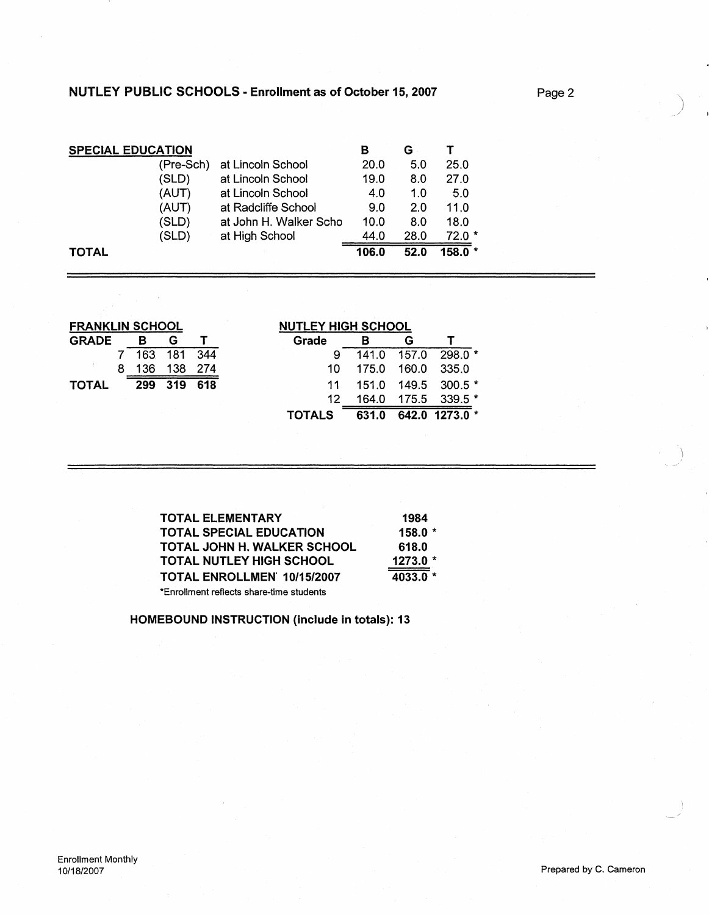## NUTLEY PUBLIC SCHOOLS - Enrollment as of October 15, 2007

| SPECIAL EDUCATION | | | B | G | T |
|---|---|---|---|---|---|
| | (Pre-Sch) | at Lincoln School | 20.0 | 5.0 | 25.0 |
| | (SLD) | at Lincoln School | 19.0 | 8.0 | 27.0 |
| | (AUT) | at Lincoln School | 4.0 | 1.0 | 5.0 |
| | (AUT) | at Radcliffe School | 9.0 | 2.0 | 11.0 |
| | (SLD) | at John H. Walker Scho | 10.0 | 8.0 | 18.0 |
| | (SLD) | at High School | 44.0 | 28.0 | 72.0 * |
| **TOTAL** | | | **106.0** | **52.0** | **158.0 *** |

**FRANKLIN SCHOOL**

| GRADE | B | G | T |
|---|---|---|---|
| 7 | 163 | 181 | 344 |
| 8 | 136 | 138 | 274 |
| **TOTAL** | **299** | **319** | **618** |

**NUTLEY HIGH SCHOOL**

| Grade | B | G | T |
|---|---|---|---|
| 9 | 141.0 | 157.0 | 298.0 * |
| 10 | 175.0 | 160.0 | 335.0 |
| 11 | 151.0 | 149.5 | 300.5 * |
| 12 | 164.0 | 175.5 | 339.5 * |
| **TOTALS** | **631.0** | **642.0** | **1273.0 *** |

| | |
|---|---|
| **TOTAL ELEMENTARY** | **1984** |
| **TOTAL SPECIAL EDUCATION** | **158.0 *** |
| **TOTAL JOHN H. WALKER SCHOOL** | **618.0** |
| **TOTAL NUTLEY HIGH SCHOOL** | **1273.0 *** |
| **TOTAL ENROLLMEN' 10/15/2007** | **4033.0 *** |

*Enrollment reflects share-time students

**HOMEBOUND INSTRUCTION (include in totals): 13**

Enrollment Monthly
10/18/2007

Prepared by C. Cameron